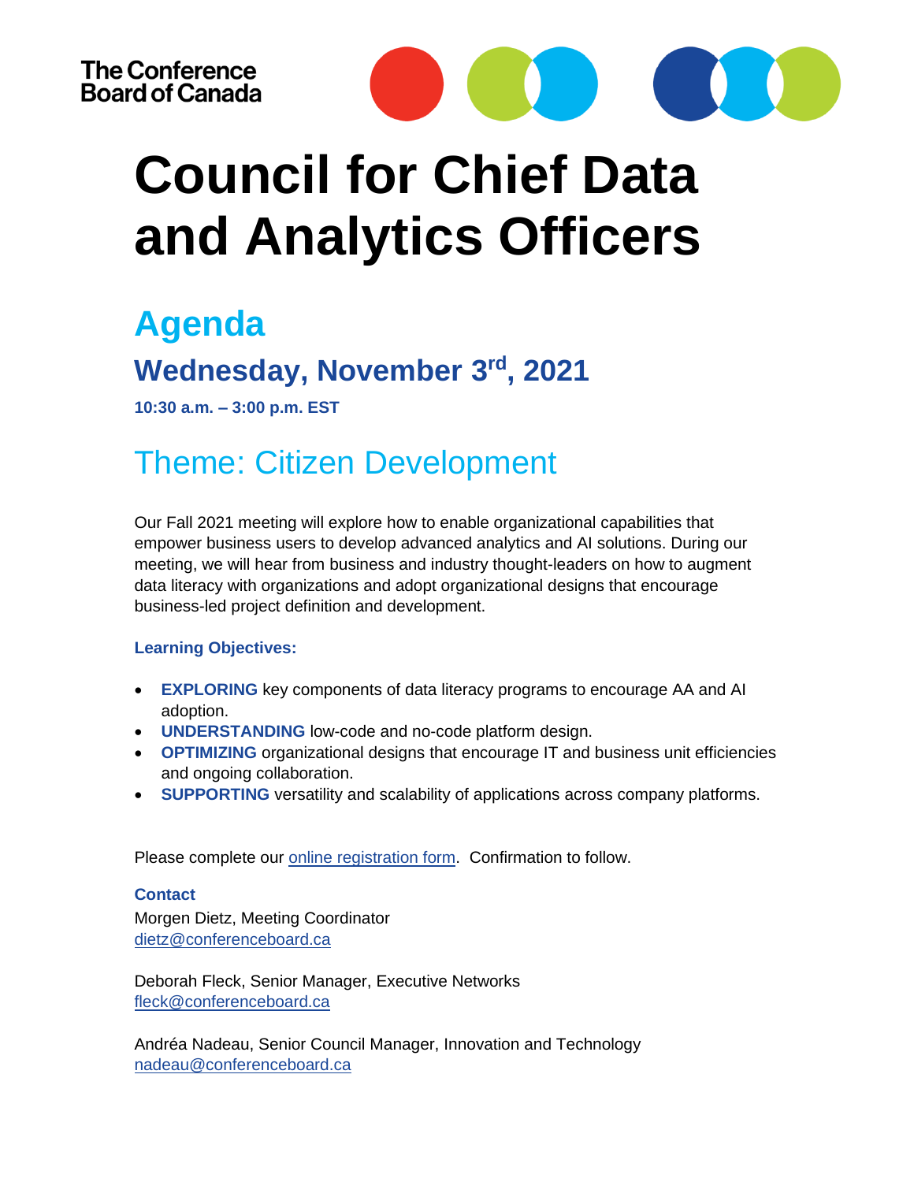The Conference Board of Canada

# Council for Chief Data and Analytics Officers

## Agenda

### Wednesday, November 3rd, 2021

**10:30 a.m. – 3:00 p.m. EST**

## Theme: Citizen Development

Our Fall 2021 meeting will explore how to enable organizational capabilities that empower business users to develop advanced analytics and AI solutions. During our meeting, we will hear from business and industry thought-leaders on how to augment data literacy with organizations and adopt organizational designs that encourage business-led project definition and development.

**Learning Objectives:**

- **EXPLORING** key components of data literacy programs to encourage AA and AI adoption.
- **UNDERSTANDING** low-code and no-code platform design.
- **OPTIMIZING** organizational designs that encourage IT and business unit efficiencies and ongoing collaboration.
- **SUPPORTING** versatility and scalability of applications across company platforms.

Please complete our online registration form. Confirmation to follow.

**Contact**

Morgen Dietz, Meeting Coordinator
dietz@conferenceboard.ca

Deborah Fleck, Senior Manager, Executive Networks
fleck@conferenceboard.ca

Andréa Nadeau, Senior Council Manager, Innovation and Technology
nadeau@conferenceboard.ca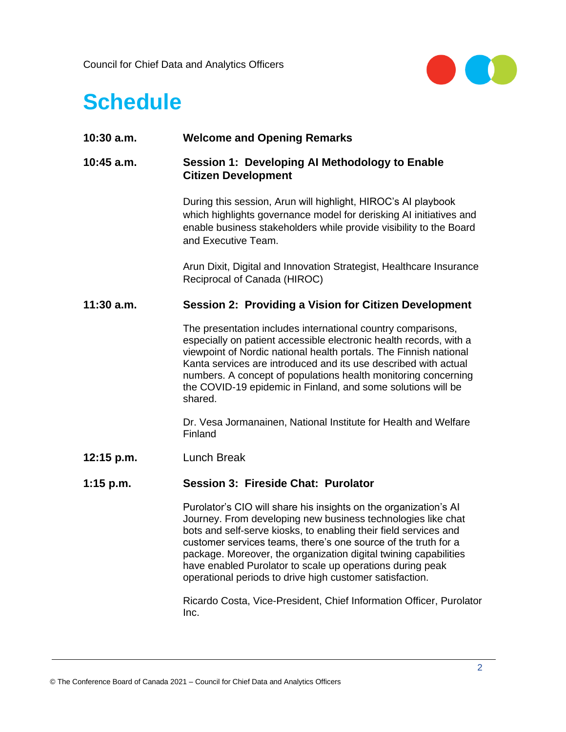# Schedule

**10:30 a.m.** **Welcome and Opening Remarks**

**10:45 a.m.** **Session 1: Developing AI Methodology to Enable Citizen Development**

During this session, Arun will highlight, HIROC's AI playbook which highlights governance model for derisking AI initiatives and enable business stakeholders while provide visibility to the Board and Executive Team.

Arun Dixit, Digital and Innovation Strategist, Healthcare Insurance Reciprocal of Canada (HIROC)

**11:30 a.m.** **Session 2: Providing a Vision for Citizen Development**

The presentation includes international country comparisons, especially on patient accessible electronic health records, with a viewpoint of Nordic national health portals. The Finnish national Kanta services are introduced and its use described with actual numbers. A concept of populations health monitoring concerning the COVID-19 epidemic in Finland, and some solutions will be shared.

Dr. Vesa Jormanainen, National Institute for Health and Welfare Finland

**12:15 p.m.** Lunch Break

**1:15 p.m.** **Session 3: Fireside Chat: Purolator**

Purolator's CIO will share his insights on the organization's AI Journey. From developing new business technologies like chat bots and self-serve kiosks, to enabling their field services and customer services teams, there's one source of the truth for a package. Moreover, the organization digital twining capabilities have enabled Purolator to scale up operations during peak operational periods to drive high customer satisfaction.

Ricardo Costa, Vice-President, Chief Information Officer, Purolator Inc.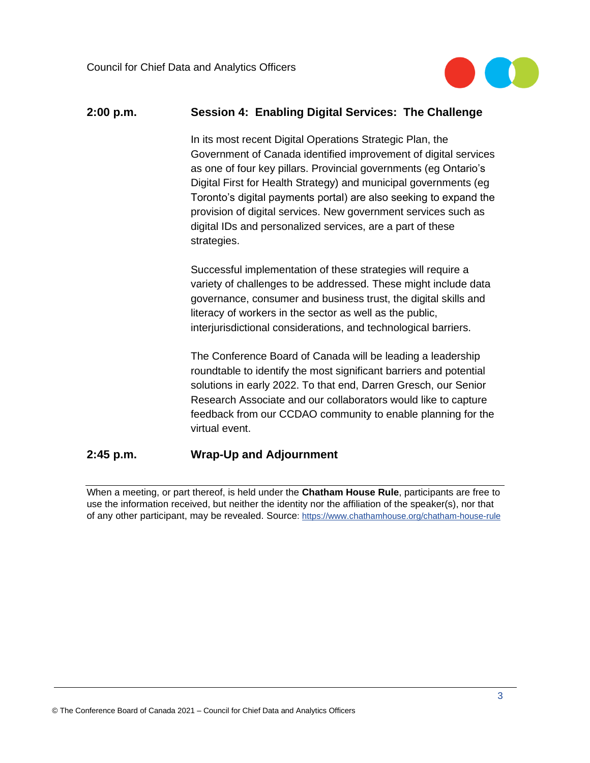**2:00 p.m.** **Session 4: Enabling Digital Services: The Challenge**

In its most recent Digital Operations Strategic Plan, the Government of Canada identified improvement of digital services as one of four key pillars. Provincial governments (eg Ontario's Digital First for Health Strategy) and municipal governments (eg Toronto's digital payments portal) are also seeking to expand the provision of digital services. New government services such as digital IDs and personalized services, are a part of these strategies.

Successful implementation of these strategies will require a variety of challenges to be addressed. These might include data governance, consumer and business trust, the digital skills and literacy of workers in the sector as well as the public, interjurisdictional considerations, and technological barriers.

The Conference Board of Canada will be leading a leadership roundtable to identify the most significant barriers and potential solutions in early 2022. To that end, Darren Gresch, our Senior Research Associate and our collaborators would like to capture feedback from our CCDAO community to enable planning for the virtual event.

**2:45 p.m.** **Wrap-Up and Adjournment**

---

When a meeting, or part thereof, is held under the **Chatham House Rule**, participants are free to use the information received, but neither the identity nor the affiliation of the speaker(s), nor that of any other participant, may be revealed. Source: https://www.chathamhouse.org/chatham-house-rule